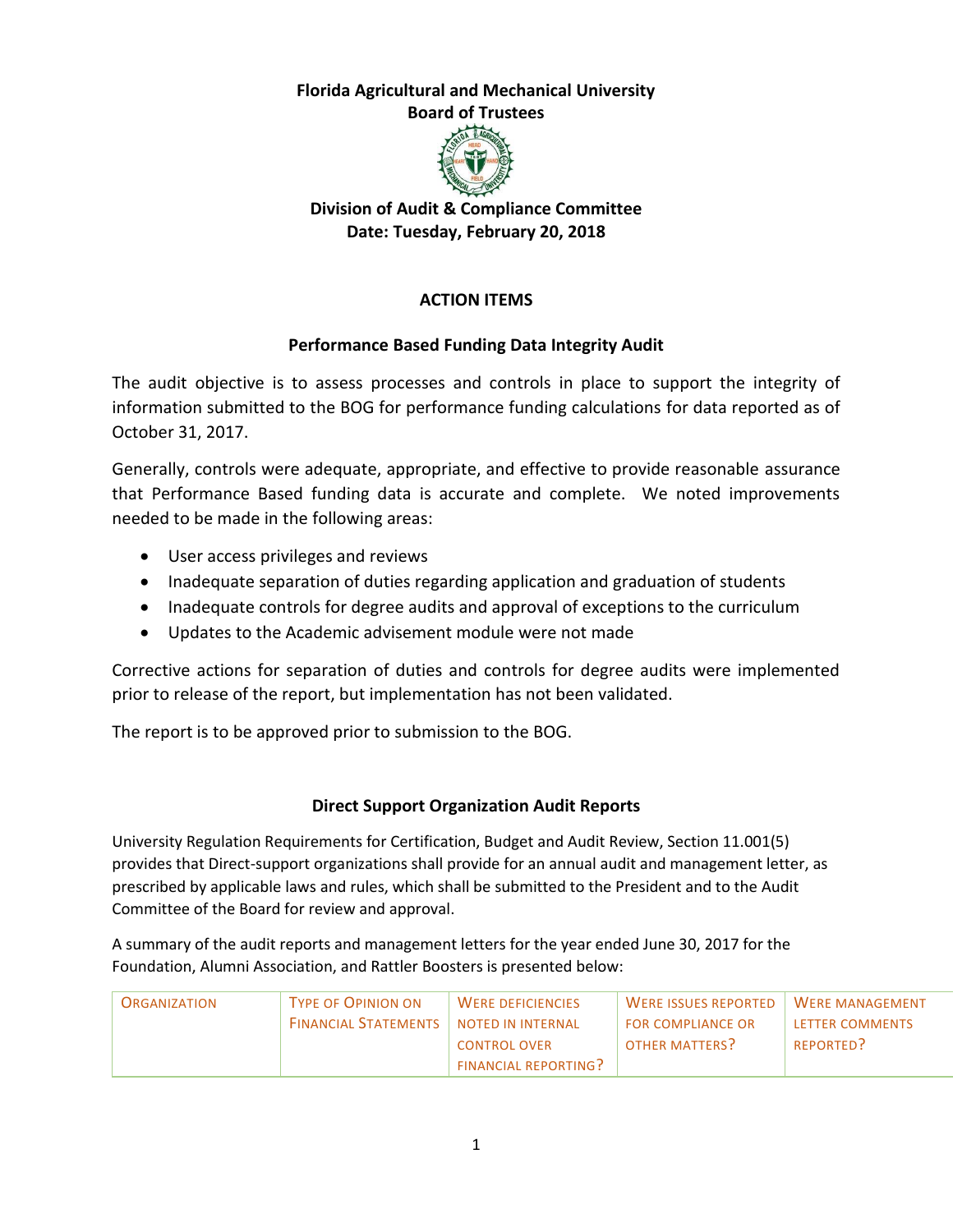**Florida Agricultural and Mechanical University**
**Board of Trustees**

**Division of Audit & Compliance Committee**
**Date: Tuesday, February 20, 2018**

## ACTION ITEMS

### Performance Based Funding Data Integrity Audit

The audit objective is to assess processes and controls in place to support the integrity of information submitted to the BOG for performance funding calculations for data reported as of October 31, 2017.

Generally, controls were adequate, appropriate, and effective to provide reasonable assurance that Performance Based funding data is accurate and complete. We noted improvements needed to be made in the following areas:

- User access privileges and reviews
- Inadequate separation of duties regarding application and graduation of students
- Inadequate controls for degree audits and approval of exceptions to the curriculum
- Updates to the Academic advisement module were not made

Corrective actions for separation of duties and controls for degree audits were implemented prior to release of the report, but implementation has not been validated.

The report is to be approved prior to submission to the BOG.

### Direct Support Organization Audit Reports

University Regulation Requirements for Certification, Budget and Audit Review, Section 11.001(5) provides that Direct-support organizations shall provide for an annual audit and management letter, as prescribed by applicable laws and rules, which shall be submitted to the President and to the Audit Committee of the Board for review and approval.

A summary of the audit reports and management letters for the year ended June 30, 2017 for the Foundation, Alumni Association, and Rattler Boosters is presented below:

| ORGANIZATION | TYPE OF OPINION ON FINANCIAL STATEMENTS | WERE DEFICIENCIES NOTED IN INTERNAL CONTROL OVER FINANCIAL REPORTING? | WERE ISSUES REPORTED FOR COMPLIANCE OR OTHER MATTERS? | WERE MANAGEMENT LETTER COMMENTS REPORTED? |
|---|---|---|---|---|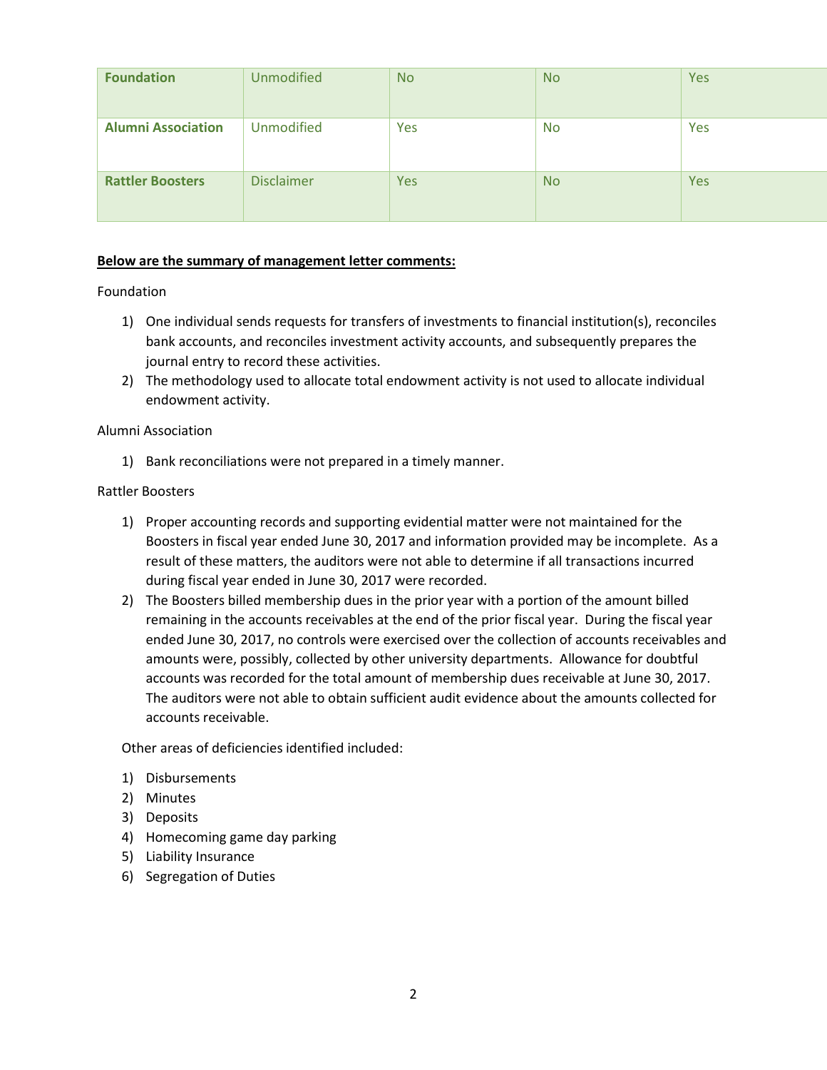| | | | | |
|---|---|---|---|---|
| **Foundation** | Unmodified | No | No | Yes |
| **Alumni Association** | Unmodified | Yes | No | Yes |
| **Rattler Boosters** | Disclaimer | Yes | No | Yes |

**Below are the summary of management letter comments:**

Foundation

1) One individual sends requests for transfers of investments to financial institution(s), reconciles bank accounts, and reconciles investment activity accounts, and subsequently prepares the journal entry to record these activities.
2) The methodology used to allocate total endowment activity is not used to allocate individual endowment activity.

Alumni Association

1) Bank reconciliations were not prepared in a timely manner.

Rattler Boosters

1) Proper accounting records and supporting evidential matter were not maintained for the Boosters in fiscal year ended June 30, 2017 and information provided may be incomplete. As a result of these matters, the auditors were not able to determine if all transactions incurred during fiscal year ended in June 30, 2017 were recorded.
2) The Boosters billed membership dues in the prior year with a portion of the amount billed remaining in the accounts receivables at the end of the prior fiscal year. During the fiscal year ended June 30, 2017, no controls were exercised over the collection of accounts receivables and amounts were, possibly, collected by other university departments. Allowance for doubtful accounts was recorded for the total amount of membership dues receivable at June 30, 2017. The auditors were not able to obtain sufficient audit evidence about the amounts collected for accounts receivable.

Other areas of deficiencies identified included:

1) Disbursements
2) Minutes
3) Deposits
4) Homecoming game day parking
5) Liability Insurance
6) Segregation of Duties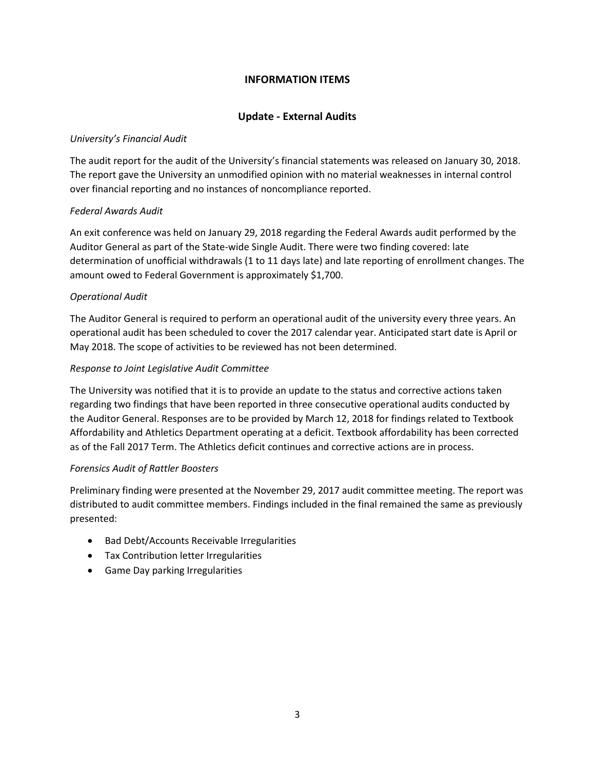## INFORMATION ITEMS

### Update - External Audits

*University's Financial Audit*

The audit report for the audit of the University's financial statements was released on January 30, 2018. The report gave the University an unmodified opinion with no material weaknesses in internal control over financial reporting and no instances of noncompliance reported.

*Federal Awards Audit*

An exit conference was held on January 29, 2018 regarding the Federal Awards audit performed by the Auditor General as part of the State-wide Single Audit. There were two finding covered: late determination of unofficial withdrawals (1 to 11 days late) and late reporting of enrollment changes. The amount owed to Federal Government is approximately $1,700.

*Operational Audit*

The Auditor General is required to perform an operational audit of the university every three years. An operational audit has been scheduled to cover the 2017 calendar year. Anticipated start date is April or May 2018. The scope of activities to be reviewed has not been determined.

*Response to Joint Legislative Audit Committee*

The University was notified that it is to provide an update to the status and corrective actions taken regarding two findings that have been reported in three consecutive operational audits conducted by the Auditor General. Responses are to be provided by March 12, 2018 for findings related to Textbook Affordability and Athletics Department operating at a deficit. Textbook affordability has been corrected as of the Fall 2017 Term. The Athletics deficit continues and corrective actions are in process.

*Forensics Audit of Rattler Boosters*

Preliminary finding were presented at the November 29, 2017 audit committee meeting. The report was distributed to audit committee members. Findings included in the final remained the same as previously presented:

- Bad Debt/Accounts Receivable Irregularities
- Tax Contribution letter Irregularities
- Game Day parking Irregularities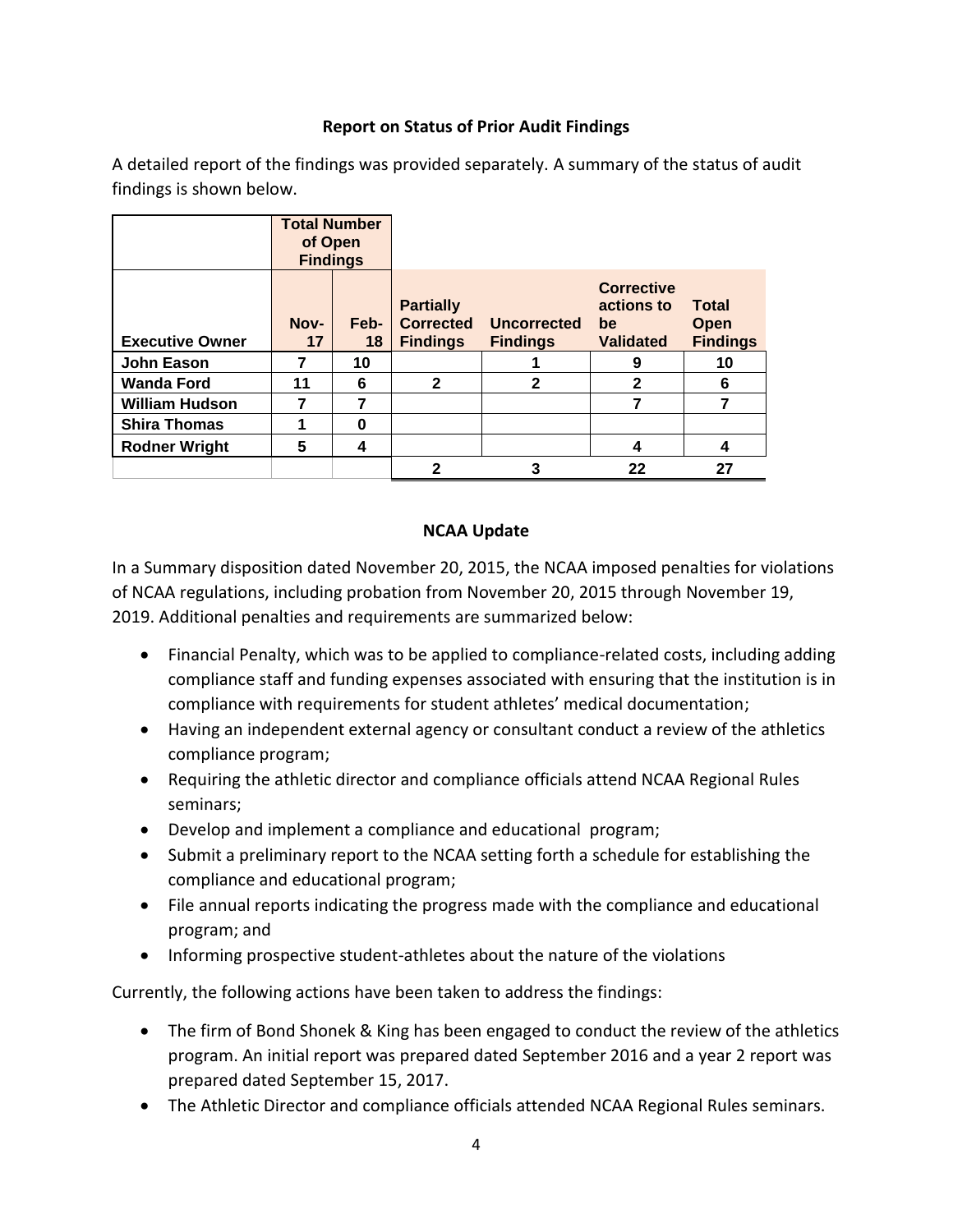**Report on Status of Prior Audit Findings**

A detailed report of the findings was provided separately. A summary of the status of audit findings is shown below.

| | Total Number of Open Findings | | | | | |
|---|---|---|---|---|---|---|
| **Executive Owner** | **Nov-17** | **Feb-18** | **Partially Corrected Findings** | **Uncorrected Findings** | **Corrective actions to be Validated** | **Total Open Findings** |
| **John Eason** | 7 | 10 | | 1 | 9 | 10 |
| **Wanda Ford** | 11 | 6 | 2 | 2 | 2 | 6 |
| **William Hudson** | 7 | 7 | | | 7 | 7 |
| **Shira Thomas** | 1 | 0 | | | | |
| **Rodner Wright** | 5 | 4 | | | 4 | 4 |
| | | | 2 | 3 | 22 | 27 |

**NCAA Update**

In a Summary disposition dated November 20, 2015, the NCAA imposed penalties for violations of NCAA regulations, including probation from November 20, 2015 through November 19, 2019. Additional penalties and requirements are summarized below:

- Financial Penalty, which was to be applied to compliance-related costs, including adding compliance staff and funding expenses associated with ensuring that the institution is in compliance with requirements for student athletes' medical documentation;
- Having an independent external agency or consultant conduct a review of the athletics compliance program;
- Requiring the athletic director and compliance officials attend NCAA Regional Rules seminars;
- Develop and implement a compliance and educational program;
- Submit a preliminary report to the NCAA setting forth a schedule for establishing the compliance and educational program;
- File annual reports indicating the progress made with the compliance and educational program; and
- Informing prospective student-athletes about the nature of the violations

Currently, the following actions have been taken to address the findings:

- The firm of Bond Shonek & King has been engaged to conduct the review of the athletics program. An initial report was prepared dated September 2016 and a year 2 report was prepared dated September 15, 2017.
- The Athletic Director and compliance officials attended NCAA Regional Rules seminars.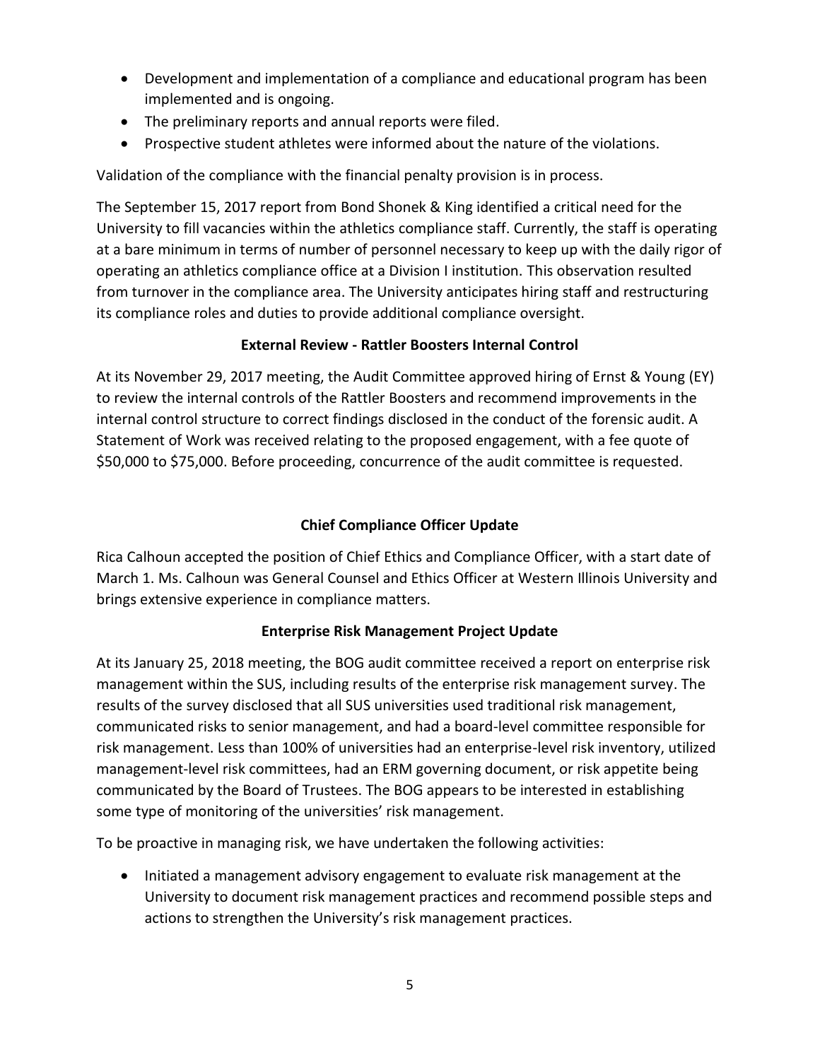- Development and implementation of a compliance and educational program has been implemented and is ongoing.
- The preliminary reports and annual reports were filed.
- Prospective student athletes were informed about the nature of the violations.

Validation of the compliance with the financial penalty provision is in process.

The September 15, 2017 report from Bond Shonek & King identified a critical need for the University to fill vacancies within the athletics compliance staff. Currently, the staff is operating at a bare minimum in terms of number of personnel necessary to keep up with the daily rigor of operating an athletics compliance office at a Division I institution. This observation resulted from turnover in the compliance area. The University anticipates hiring staff and restructuring its compliance roles and duties to provide additional compliance oversight.

**External Review - Rattler Boosters Internal Control**

At its November 29, 2017 meeting, the Audit Committee approved hiring of Ernst & Young (EY) to review the internal controls of the Rattler Boosters and recommend improvements in the internal control structure to correct findings disclosed in the conduct of the forensic audit. A Statement of Work was received relating to the proposed engagement, with a fee quote of $50,000 to $75,000. Before proceeding, concurrence of the audit committee is requested.

**Chief Compliance Officer Update**

Rica Calhoun accepted the position of Chief Ethics and Compliance Officer, with a start date of March 1. Ms. Calhoun was General Counsel and Ethics Officer at Western Illinois University and brings extensive experience in compliance matters.

**Enterprise Risk Management Project Update**

At its January 25, 2018 meeting, the BOG audit committee received a report on enterprise risk management within the SUS, including results of the enterprise risk management survey. The results of the survey disclosed that all SUS universities used traditional risk management, communicated risks to senior management, and had a board-level committee responsible for risk management. Less than 100% of universities had an enterprise-level risk inventory, utilized management-level risk committees, had an ERM governing document, or risk appetite being communicated by the Board of Trustees. The BOG appears to be interested in establishing some type of monitoring of the universities' risk management.

To be proactive in managing risk, we have undertaken the following activities:

- Initiated a management advisory engagement to evaluate risk management at the University to document risk management practices and recommend possible steps and actions to strengthen the University's risk management practices.